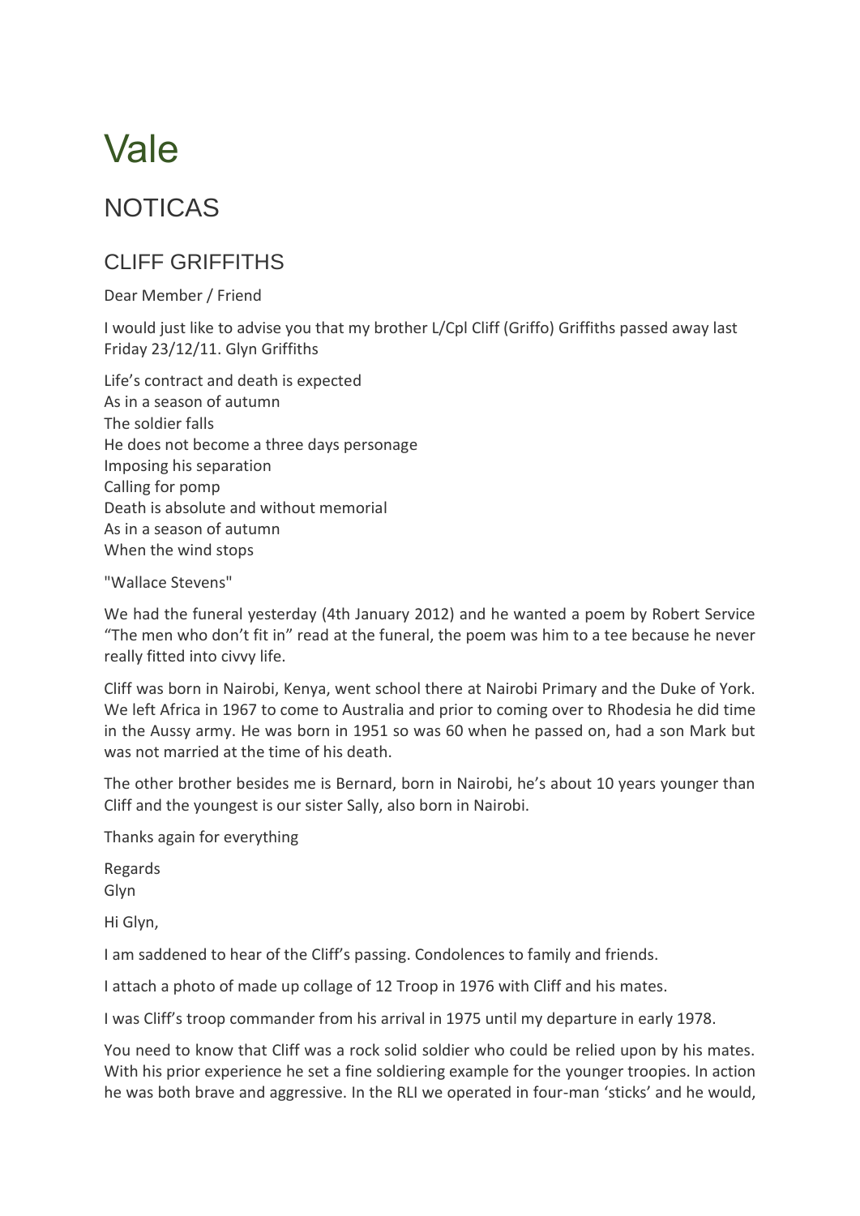# Vale

## NOTICAS

### CLIFF GRIFFITHS

Dear Member / Friend

I would just like to advise you that my brother L/Cpl Cliff (Griffo) Griffiths passed away last Friday 23/12/11. Glyn Griffiths

Life's contract and death is expected  
As in a season of autumn  
The soldier falls  
He does not become a three days personage  
Imposing his separation  
Calling for pomp  
Death is absolute and without memorial  
As in a season of autumn  
When the wind stops

"Wallace Stevens"

We had the funeral yesterday (4th January 2012) and he wanted a poem by Robert Service "The men who don't fit in" read at the funeral, the poem was him to a tee because he never really fitted into civvy life.

Cliff was born in Nairobi, Kenya, went school there at Nairobi Primary and the Duke of York. We left Africa in 1967 to come to Australia and prior to coming over to Rhodesia he did time in the Aussy army. He was born in 1951 so was 60 when he passed on, had a son Mark but was not married at the time of his death.

The other brother besides me is Bernard, born in Nairobi, he's about 10 years younger than Cliff and the youngest is our sister Sally, also born in Nairobi.

Thanks again for everything

Regards  
Glyn

Hi Glyn,

I am saddened to hear of the Cliff's passing. Condolences to family and friends.

I attach a photo of made up collage of 12 Troop in 1976 with Cliff and his mates.

I was Cliff's troop commander from his arrival in 1975 until my departure in early 1978.

You need to know that Cliff was a rock solid soldier who could be relied upon by his mates. With his prior experience he set a fine soldiering example for the younger troopies. In action he was both brave and aggressive. In the RLI we operated in four-man 'sticks' and he would,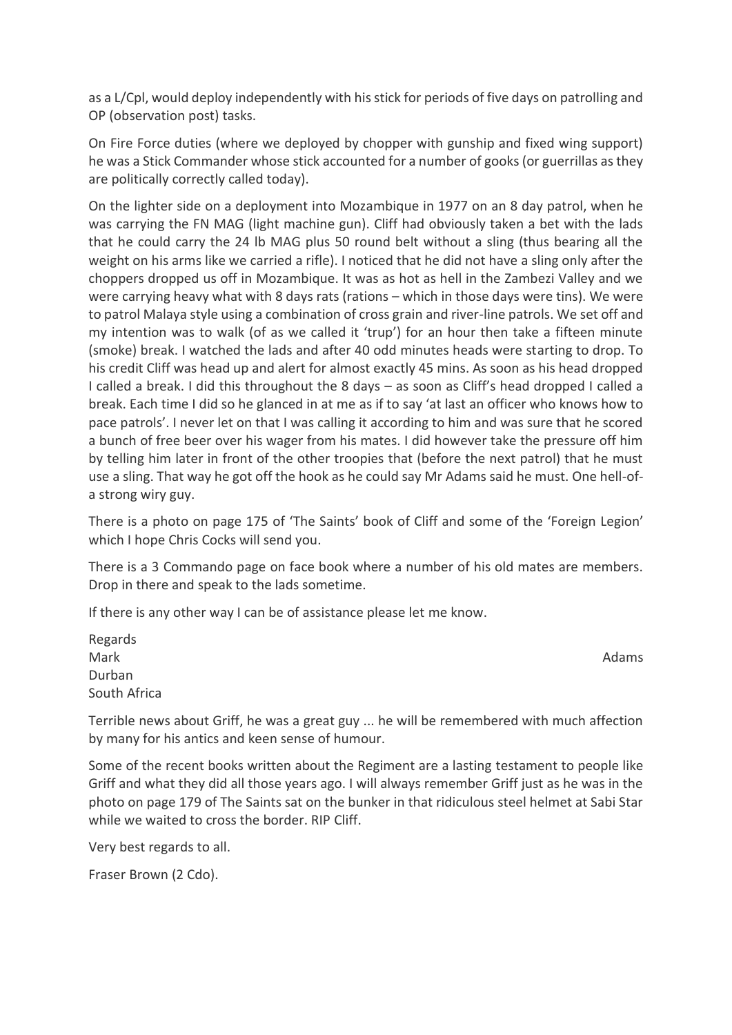as a L/Cpl, would deploy independently with his stick for periods of five days on patrolling and OP (observation post) tasks.

On Fire Force duties (where we deployed by chopper with gunship and fixed wing support) he was a Stick Commander whose stick accounted for a number of gooks (or guerrillas as they are politically correctly called today).

On the lighter side on a deployment into Mozambique in 1977 on an 8 day patrol, when he was carrying the FN MAG (light machine gun). Cliff had obviously taken a bet with the lads that he could carry the 24 lb MAG plus 50 round belt without a sling (thus bearing all the weight on his arms like we carried a rifle). I noticed that he did not have a sling only after the choppers dropped us off in Mozambique. It was as hot as hell in the Zambezi Valley and we were carrying heavy what with 8 days rats (rations – which in those days were tins). We were to patrol Malaya style using a combination of cross grain and river-line patrols. We set off and my intention was to walk (of as we called it 'trup') for an hour then take a fifteen minute (smoke) break. I watched the lads and after 40 odd minutes heads were starting to drop. To his credit Cliff was head up and alert for almost exactly 45 mins. As soon as his head dropped I called a break. I did this throughout the 8 days – as soon as Cliff's head dropped I called a break. Each time I did so he glanced in at me as if to say 'at last an officer who knows how to pace patrols'. I never let on that I was calling it according to him and was sure that he scored a bunch of free beer over his wager from his mates. I did however take the pressure off him by telling him later in front of the other troopies that (before the next patrol) that he must use a sling. That way he got off the hook as he could say Mr Adams said he must. One hell-of-a strong wiry guy.

There is a photo on page 175 of 'The Saints' book of Cliff and some of the 'Foreign Legion' which I hope Chris Cocks will send you.

There is a 3 Commando page on face book where a number of his old mates are members. Drop in there and speak to the lads sometime.

If there is any other way I can be of assistance please let me know.

Regards
Mark Adams
Durban
South Africa

Terrible news about Griff, he was a great guy ... he will be remembered with much affection by many for his antics and keen sense of humour.

Some of the recent books written about the Regiment are a lasting testament to people like Griff and what they did all those years ago. I will always remember Griff just as he was in the photo on page 179 of The Saints sat on the bunker in that ridiculous steel helmet at Sabi Star while we waited to cross the border. RIP Cliff.

Very best regards to all.

Fraser Brown (2 Cdo).